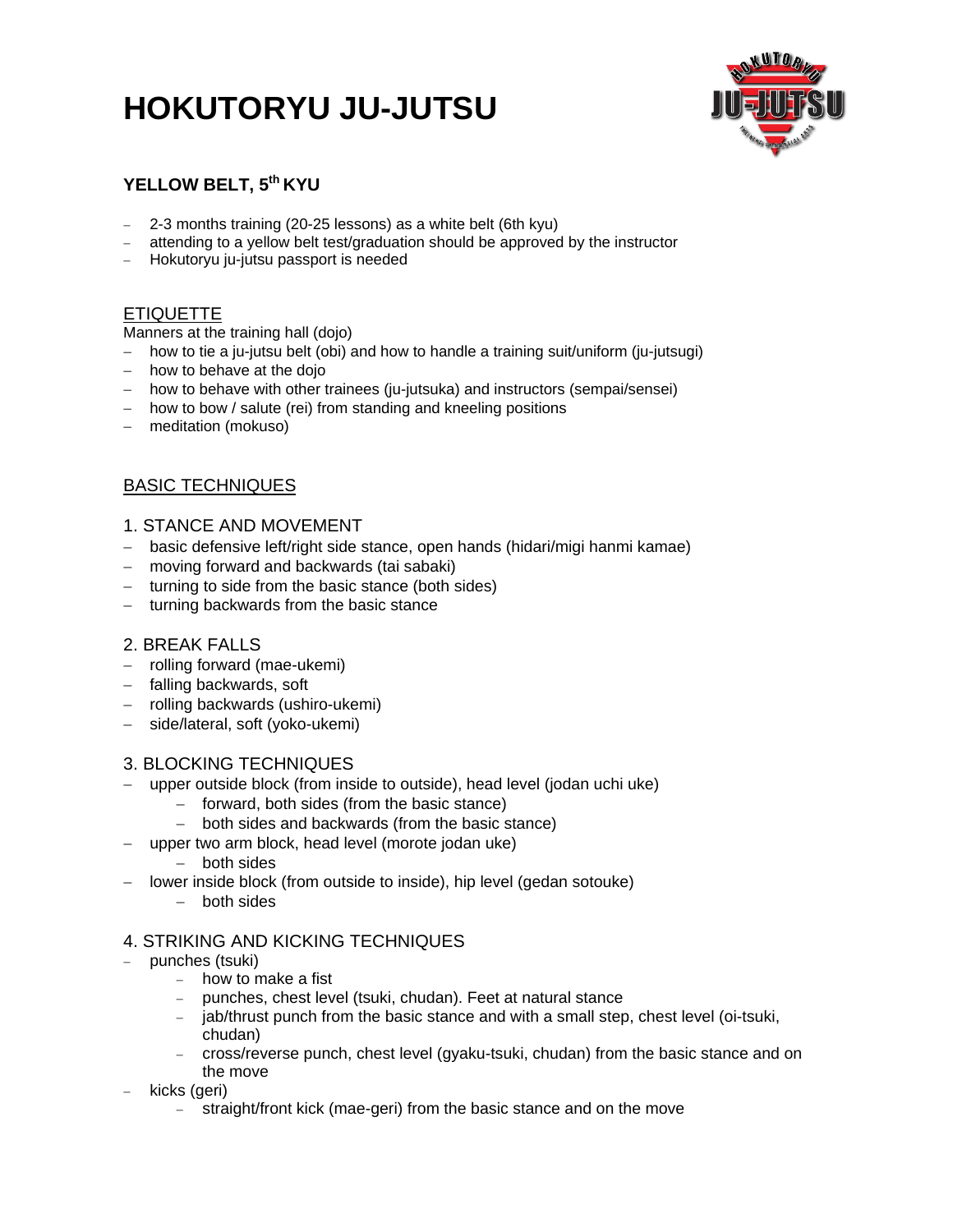# HOKUTORYU JU-JUTSU

## YELLOW BELT, 5th KYU

- 2-3 months training (20-25 lessons) as a white belt (6th kyu)
- attending to a yellow belt test/graduation should be approved by the instructor
- Hokutoryu ju-jutsu passport is needed

### ETIQUETTE

Manners at the training hall (dojo)

- how to tie a ju-jutsu belt (obi) and how to handle a training suit/uniform (ju-jutsugi)
- how to behave at the dojo
- how to behave with other trainees (ju-jutsuka) and instructors (sempai/sensei)
- how to bow / salute (rei) from standing and kneeling positions
- meditation (mokuso)

### BASIC TECHNIQUES

#### 1. STANCE AND MOVEMENT

- basic defensive left/right side stance, open hands (hidari/migi hanmi kamae)
- moving forward and backwards (tai sabaki)
- turning to side from the basic stance (both sides)
- turning backwards from the basic stance

#### 2. BREAK FALLS

- rolling forward (mae-ukemi)
- falling backwards, soft
- rolling backwards (ushiro-ukemi)
- side/lateral, soft (yoko-ukemi)

#### 3. BLOCKING TECHNIQUES

- upper outside block (from inside to outside), head level (jodan uchi uke)
  - forward, both sides (from the basic stance)
  - both sides and backwards (from the basic stance)
- upper two arm block, head level (morote jodan uke)
  - both sides
- lower inside block (from outside to inside), hip level (gedan sotouke)
  - both sides

#### 4. STRIKING AND KICKING TECHNIQUES

- punches (tsuki)
  - how to make a fist
  - punches, chest level (tsuki, chudan). Feet at natural stance
  - jab/thrust punch from the basic stance and with a small step, chest level (oi-tsuki, chudan)
  - cross/reverse punch, chest level (gyaku-tsuki, chudan) from the basic stance and on the move
- kicks (geri)
  - straight/front kick (mae-geri) from the basic stance and on the move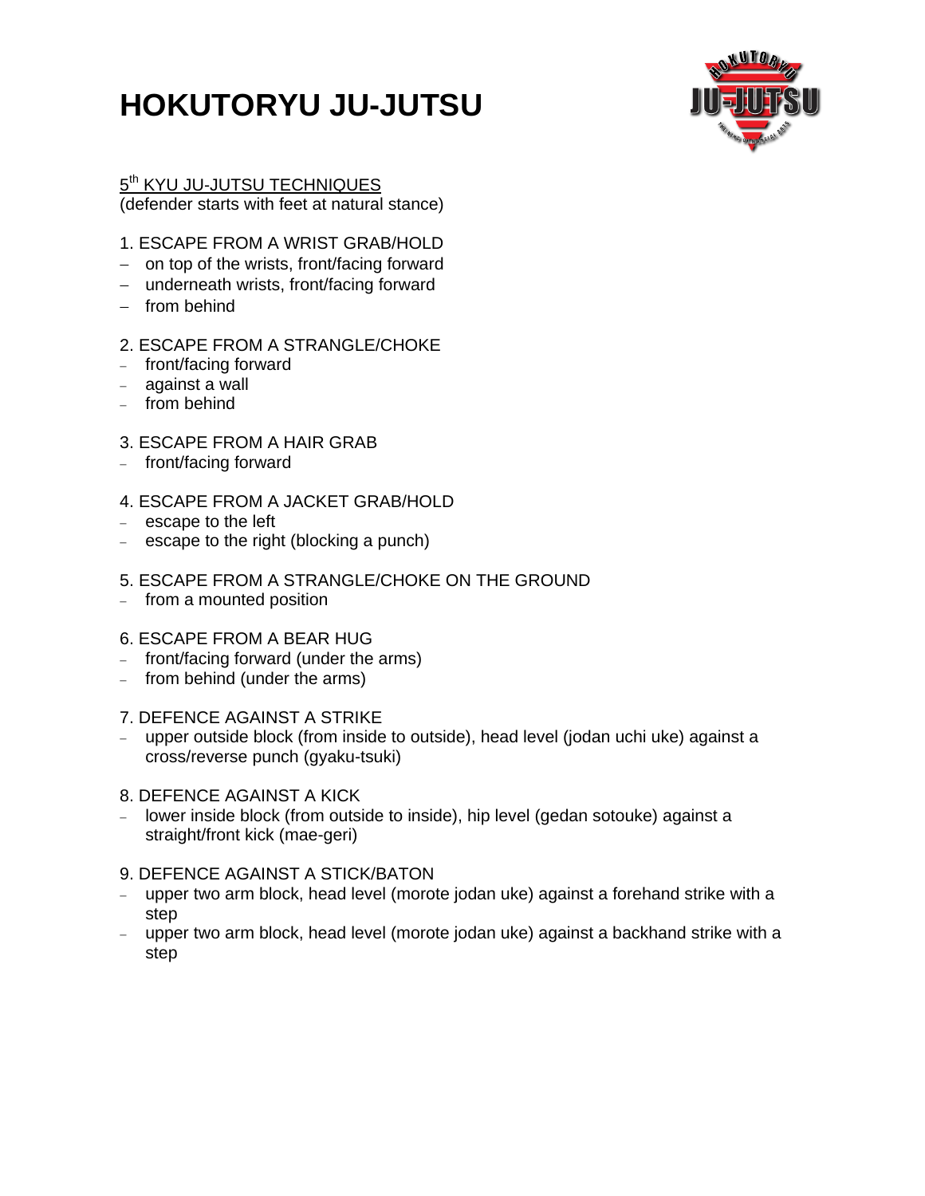# HOKUTORYU JU-JUTSU

5th KYU JU-JUTSU TECHNIQUES
(defender starts with feet at natural stance)

1. ESCAPE FROM A WRIST GRAB/HOLD
- on top of the wrists, front/facing forward
- underneath wrists, front/facing forward
- from behind

2. ESCAPE FROM A STRANGLE/CHOKE
- front/facing forward
- against a wall
- from behind

3. ESCAPE FROM A HAIR GRAB
- front/facing forward

4. ESCAPE FROM A JACKET GRAB/HOLD
- escape to the left
- escape to the right (blocking a punch)

5. ESCAPE FROM A STRANGLE/CHOKE ON THE GROUND
- from a mounted position

6. ESCAPE FROM A BEAR HUG
- front/facing forward (under the arms)
- from behind (under the arms)

7. DEFENCE AGAINST A STRIKE
- upper outside block (from inside to outside), head level (jodan uchi uke) against a cross/reverse punch (gyaku-tsuki)

8. DEFENCE AGAINST A KICK
- lower inside block (from outside to inside), hip level (gedan sotouke) against a straight/front kick (mae-geri)

9. DEFENCE AGAINST A STICK/BATON
- upper two arm block, head level (morote jodan uke) against a forehand strike with a step
- upper two arm block, head level (morote jodan uke) against a backhand strike with a step